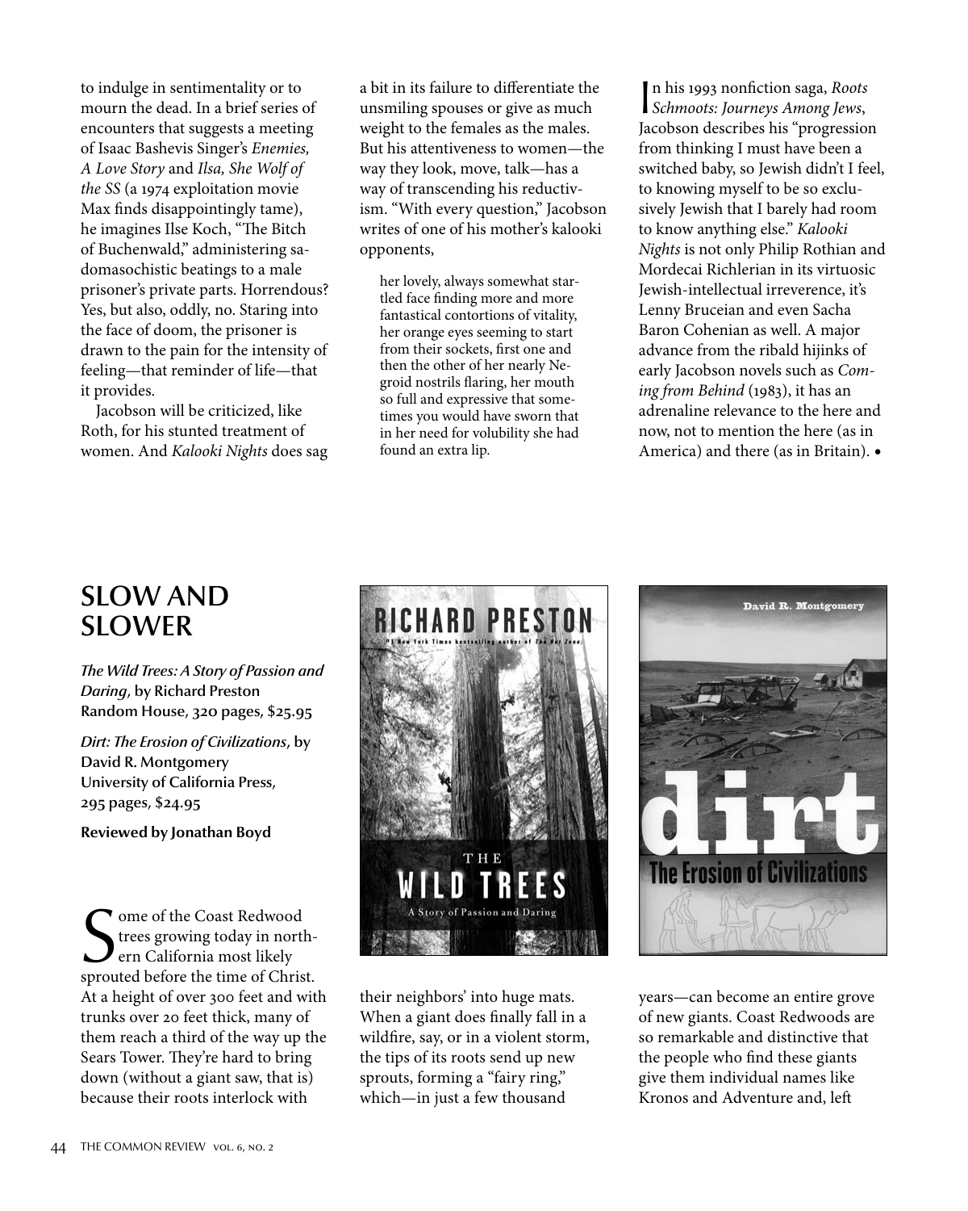to indulge in sentimentality or to mourn the dead. In a brief series of encounters that suggests a meeting of Isaac Bashevis Singer's *Enemies, A Love Story* and *Ilsa, She Wolf of the SS* (a 1974 exploitation movie Max finds disappointingly tame), he imagines Ilse Koch, "The Bitch of Buchenwald," administering sadomasochistic beatings to a male prisoner's private parts. Horrendous? Yes, but also, oddly, no. Staring into the face of doom, the prisoner is drawn to the pain for the intensity of feeling—that reminder of life—that it provides.

Jacobson will be criticized, like Roth, for his stunted treatment of women. And *Kalooki Nights* does sag a bit in its failure to differentiate the unsmiling spouses or give as much weight to the females as the males. But his attentiveness to women—the way they look, move, talk—has a way of transcending his reductivism. "With every question," Jacobson writes of one of his mother's kalooki opponents,

> her lovely, always somewhat startled face finding more and more fantastical contortions of vitality, her orange eyes seeming to start from their sockets, first one and then the other of her nearly Negroid nostrils flaring, her mouth so full and expressive that sometimes you would have sworn that in her need for volubility she had found an extra lip.

In his 1993 nonfiction saga, *Roots Schmoots: Journeys Among Jews*, Jacobson describes his "progression from thinking I must have been a switched baby, so Jewish didn't I feel, to knowing myself to be so exclusively Jewish that I barely had room to know anything else." *Kalooki Nights* is not only Philip Rothian and Mordecai Richlerian in its virtuosic Jewish-intellectual irreverence, it's Lenny Bruceian and even Sacha Baron Cohenian as well. A major advance from the ribald hijinks of early Jacobson novels such as *Coming from Behind* (1983), it has an adrenaline relevance to the here and now, not to mention the here (as in America) and there (as in Britain). •

## SLOW AND SLOWER

***The Wild Trees: A Story of Passion and Daring*, by Richard Preston**
**Random House, 320 pages, $25.95**

***Dirt: The Erosion of Civilizations*, by David R. Montgomery**
**University of California Press, 295 pages, $24.95**

**Reviewed by Jonathan Boyd**

Some of the Coast Redwood trees growing today in northern California most likely sprouted before the time of Christ. At a height of over 300 feet and with trunks over 20 feet thick, many of them reach a third of the way up the Sears Tower. They're hard to bring down (without a giant saw, that is) because their roots interlock with their neighbors' into huge mats. When a giant does finally fall in a wildfire, say, or in a violent storm, the tips of its roots send up new sprouts, forming a "fairy ring," which—in just a few thousand years—can become an entire grove of new giants. Coast Redwoods are so remarkable and distinctive that the people who find these giants give them individual names like Kronos and Adventure and, left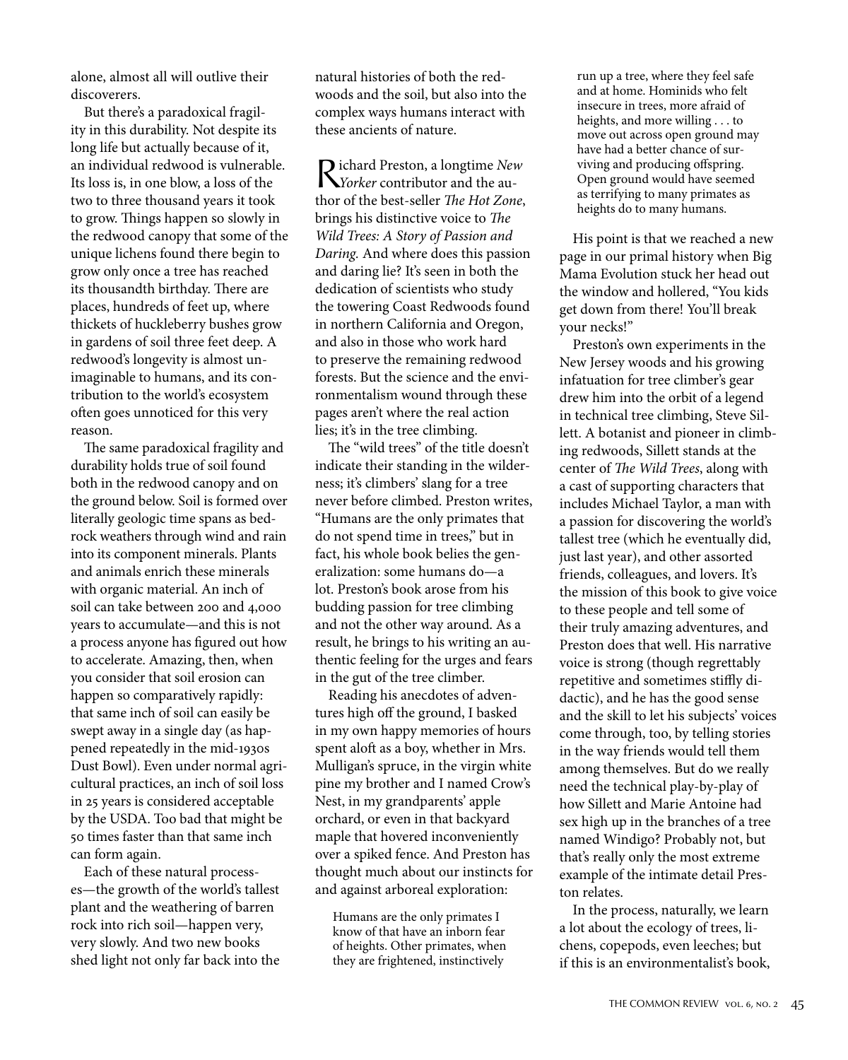alone, almost all will outlive their discoverers.

But there's a paradoxical fragility in this durability. Not despite its long life but actually because of it, an individual redwood is vulnerable. Its loss is, in one blow, a loss of the two to three thousand years it took to grow. Things happen so slowly in the redwood canopy that some of the unique lichens found there begin to grow only once a tree has reached its thousandth birthday. There are places, hundreds of feet up, where thickets of huckleberry bushes grow in gardens of soil three feet deep. A redwood's longevity is almost unimaginable to humans, and its contribution to the world's ecosystem often goes unnoticed for this very reason.

The same paradoxical fragility and durability holds true of soil found both in the redwood canopy and on the ground below. Soil is formed over literally geologic time spans as bedrock weathers through wind and rain into its component minerals. Plants and animals enrich these minerals with organic material. An inch of soil can take between 200 and 4,000 years to accumulate—and this is not a process anyone has figured out how to accelerate. Amazing, then, when you consider that soil erosion can happen so comparatively rapidly: that same inch of soil can easily be swept away in a single day (as happened repeatedly in the mid-1930s Dust Bowl). Even under normal agricultural practices, an inch of soil loss in 25 years is considered acceptable by the USDA. Too bad that might be 50 times faster than that same inch can form again.

Each of these natural processes—the growth of the world's tallest plant and the weathering of barren rock into rich soil—happen very, very slowly. And two new books shed light not only far back into the natural histories of both the redwoods and the soil, but also into the complex ways humans interact with these ancients of nature.

Richard Preston, a longtime *New Yorker* contributor and the author of the best-seller *The Hot Zone*, brings his distinctive voice to *The Wild Trees: A Story of Passion and Daring.* And where does this passion and daring lie? It's seen in both the dedication of scientists who study the towering Coast Redwoods found in northern California and Oregon, and also in those who work hard to preserve the remaining redwood forests. But the science and the environmentalism wound through these pages aren't where the real action lies; it's in the tree climbing.

The "wild trees" of the title doesn't indicate their standing in the wilderness; it's climbers' slang for a tree never before climbed. Preston writes, "Humans are the only primates that do not spend time in trees," but in fact, his whole book belies the generalization: some humans do—a lot. Preston's book arose from his budding passion for tree climbing and not the other way around. As a result, he brings to his writing an authentic feeling for the urges and fears in the gut of the tree climber.

Reading his anecdotes of adventures high off the ground, I basked in my own happy memories of hours spent aloft as a boy, whether in Mrs. Mulligan's spruce, in the virgin white pine my brother and I named Crow's Nest, in my grandparents' apple orchard, or even in that backyard maple that hovered inconveniently over a spiked fence. And Preston has thought much about our instincts for and against arboreal exploration:

> Humans are the only primates I know of that have an inborn fear of heights. Other primates, when they are frightened, instinctively run up a tree, where they feel safe and at home. Hominids who felt insecure in trees, more afraid of heights, and more willing . . . to move out across open ground may have had a better chance of surviving and producing offspring. Open ground would have seemed as terrifying to many primates as heights do to many humans.

His point is that we reached a new page in our primal history when Big Mama Evolution stuck her head out the window and hollered, "You kids get down from there! You'll break your necks!"

Preston's own experiments in the New Jersey woods and his growing infatuation for tree climber's gear drew him into the orbit of a legend in technical tree climbing, Steve Sillett. A botanist and pioneer in climbing redwoods, Sillett stands at the center of *The Wild Trees*, along with a cast of supporting characters that includes Michael Taylor, a man with a passion for discovering the world's tallest tree (which he eventually did, just last year), and other assorted friends, colleagues, and lovers. It's the mission of this book to give voice to these people and tell some of their truly amazing adventures, and Preston does that well. His narrative voice is strong (though regrettably repetitive and sometimes stiffly didactic), and he has the good sense and the skill to let his subjects' voices come through, too, by telling stories in the way friends would tell them among themselves. But do we really need the technical play-by-play of how Sillett and Marie Antoine had sex high up in the branches of a tree named Windigo? Probably not, but that's really only the most extreme example of the intimate detail Preston relates.

In the process, naturally, we learn a lot about the ecology of trees, lichens, copepods, even leeches; but if this is an environmentalist's book,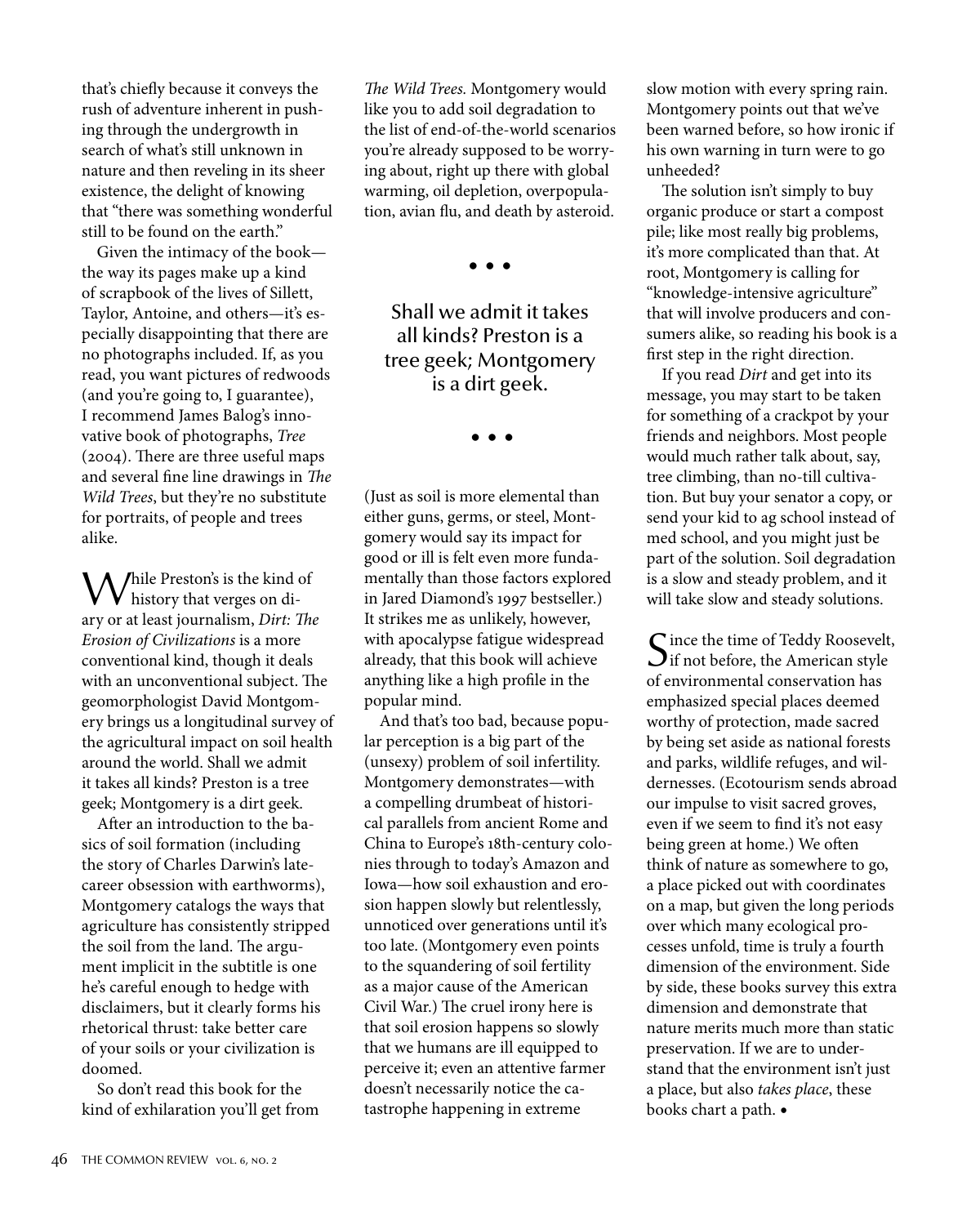that's chiefly because it conveys the rush of adventure inherent in pushing through the undergrowth in search of what's still unknown in nature and then reveling in its sheer existence, the delight of knowing that "there was something wonderful still to be found on the earth."

Given the intimacy of the book—the way its pages make up a kind of scrapbook of the lives of Sillett, Taylor, Antoine, and others—it's especially disappointing that there are no photographs included. If, as you read, you want pictures of redwoods (and you're going to, I guarantee), I recommend James Balog's innovative book of photographs, *Tree* (2004). There are three useful maps and several fine line drawings in *The Wild Trees*, but they're no substitute for portraits, of people and trees alike.

While Preston's is the kind of history that verges on diary or at least journalism, *Dirt: The Erosion of Civilizations* is a more conventional kind, though it deals with an unconventional subject. The geomorphologist David Montgomery brings us a longitudinal survey of the agricultural impact on soil health around the world. Shall we admit it takes all kinds? Preston is a tree geek; Montgomery is a dirt geek.

After an introduction to the basics of soil formation (including the story of Charles Darwin's late-career obsession with earthworms), Montgomery catalogs the ways that agriculture has consistently stripped the soil from the land. The argument implicit in the subtitle is one he's careful enough to hedge with disclaimers, but it clearly forms his rhetorical thrust: take better care of your soils or your civilization is doomed.

So don't read this book for the kind of exhilaration you'll get from *The Wild Trees.* Montgomery would like you to add soil degradation to the list of end-of-the-world scenarios you're already supposed to be worrying about, right up there with global warming, oil depletion, overpopulation, avian flu, and death by asteroid.

• • •

Shall we admit it takes all kinds? Preston is a tree geek; Montgomery is a dirt geek.

• • •

(Just as soil is more elemental than either guns, germs, or steel, Montgomery would say its impact for good or ill is felt even more fundamentally than those factors explored in Jared Diamond's 1997 bestseller.) It strikes me as unlikely, however, with apocalypse fatigue widespread already, that this book will achieve anything like a high profile in the popular mind.

And that's too bad, because popular perception is a big part of the (unsexy) problem of soil infertility. Montgomery demonstrates—with a compelling drumbeat of historical parallels from ancient Rome and China to Europe's 18th-century colonies through to today's Amazon and Iowa—how soil exhaustion and erosion happen slowly but relentlessly, unnoticed over generations until it's too late. (Montgomery even points to the squandering of soil fertility as a major cause of the American Civil War.) The cruel irony here is that soil erosion happens so slowly that we humans are ill equipped to perceive it; even an attentive farmer doesn't necessarily notice the catastrophe happening in extreme slow motion with every spring rain. Montgomery points out that we've been warned before, so how ironic if his own warning in turn were to go unheeded?

The solution isn't simply to buy organic produce or start a compost pile; like most really big problems, it's more complicated than that. At root, Montgomery is calling for "knowledge-intensive agriculture" that will involve producers and consumers alike, so reading his book is a first step in the right direction.

If you read *Dirt* and get into its message, you may start to be taken for something of a crackpot by your friends and neighbors. Most people would much rather talk about, say, tree climbing, than no-till cultivation. But buy your senator a copy, or send your kid to ag school instead of med school, and you might just be part of the solution. Soil degradation is a slow and steady problem, and it will take slow and steady solutions.

Since the time of Teddy Roosevelt, if not before, the American style of environmental conservation has emphasized special places deemed worthy of protection, made sacred by being set aside as national forests and parks, wildlife refuges, and wildernesses. (Ecotourism sends abroad our impulse to visit sacred groves, even if we seem to find it's not easy being green at home.) We often think of nature as somewhere to go, a place picked out with coordinates on a map, but given the long periods over which many ecological processes unfold, time is truly a fourth dimension of the environment. Side by side, these books survey this extra dimension and demonstrate that nature merits much more than static preservation. If we are to understand that the environment isn't just a place, but also *takes place*, these books chart a path. •